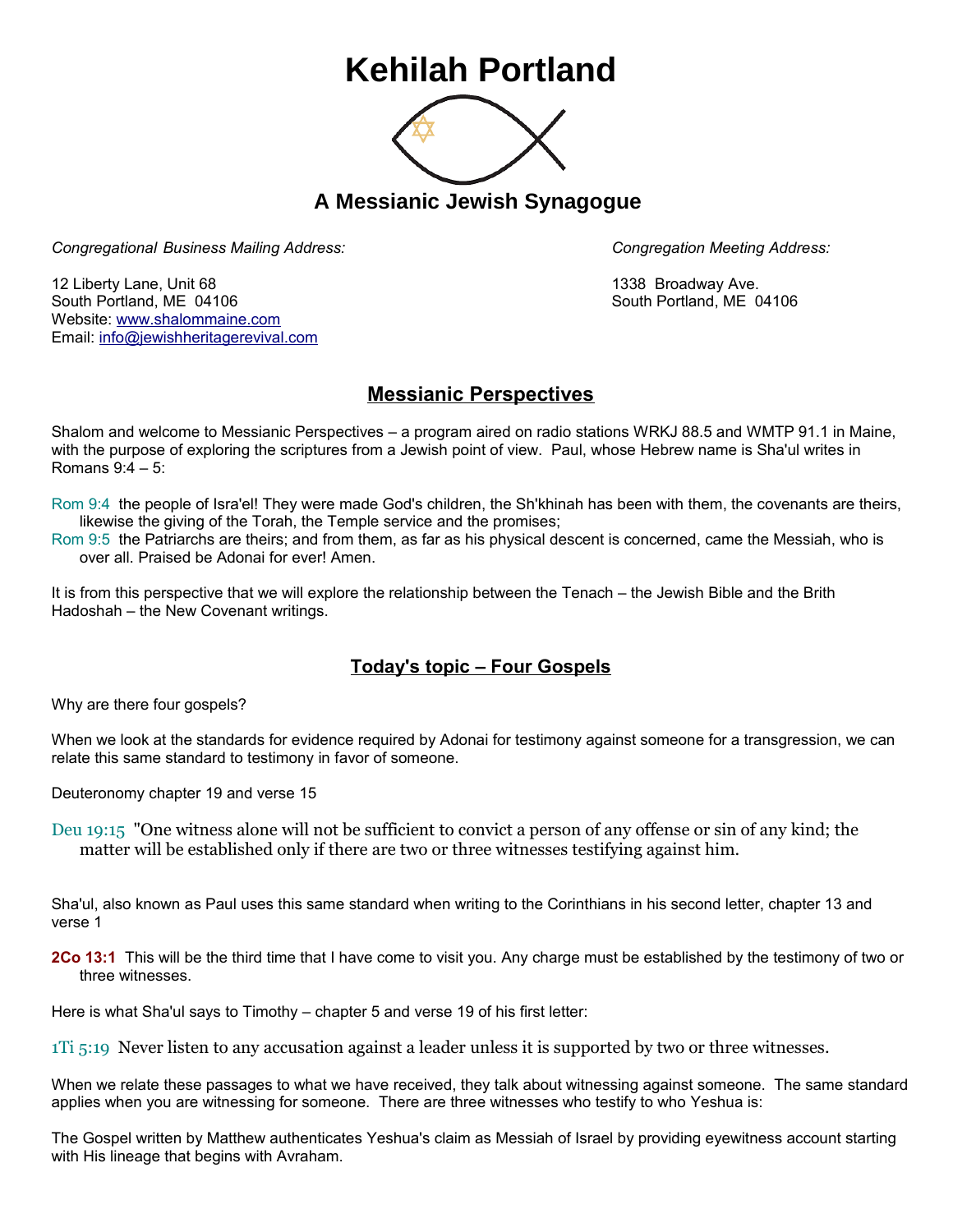# Kehilah Portland

## A Messianic Jewish Synagogue

*Congregational Business Mailing Address:*

12 Liberty Lane, Unit 68
South Portland, ME 04106
Website: www.shalommaine.com
Email: info@jewishheritagerevival.com

*Congregation Meeting Address:*

1338 Broadway Ave.
South Portland, ME 04106

## Messianic Perspectives

Shalom and welcome to Messianic Perspectives – a program aired on radio stations WRKJ 88.5 and WMTP 91.1 in Maine, with the purpose of exploring the scriptures from a Jewish point of view. Paul, whose Hebrew name is Sha'ul writes in Romans 9:4 – 5:

Rom 9:4 the people of Isra'el! They were made God's children, the Sh'khinah has been with them, the covenants are theirs, likewise the giving of the Torah, the Temple service and the promises;
Rom 9:5 the Patriarchs are theirs; and from them, as far as his physical descent is concerned, came the Messiah, who is over all. Praised be Adonai for ever! Amen.

It is from this perspective that we will explore the relationship between the Tenach – the Jewish Bible and the Brith Hadoshah – the New Covenant writings.

## Today's topic – Four Gospels

Why are there four gospels?

When we look at the standards for evidence required by Adonai for testimony against someone for a transgression, we can relate this same standard to testimony in favor of someone.

Deuteronomy chapter 19 and verse 15

Deu 19:15 "One witness alone will not be sufficient to convict a person of any offense or sin of any kind; the matter will be established only if there are two or three witnesses testifying against him.

Sha'ul, also known as Paul uses this same standard when writing to the Corinthians in his second letter, chapter 13 and verse 1

**2Co 13:1** This will be the third time that I have come to visit you. Any charge must be established by the testimony of two or three witnesses.

Here is what Sha'ul says to Timothy – chapter 5 and verse 19 of his first letter:

1Ti 5:19 Never listen to any accusation against a leader unless it is supported by two or three witnesses.

When we relate these passages to what we have received, they talk about witnessing against someone. The same standard applies when you are witnessing for someone. There are three witnesses who testify to who Yeshua is:

The Gospel written by Matthew authenticates Yeshua's claim as Messiah of Israel by providing eyewitness account starting with His lineage that begins with Avraham.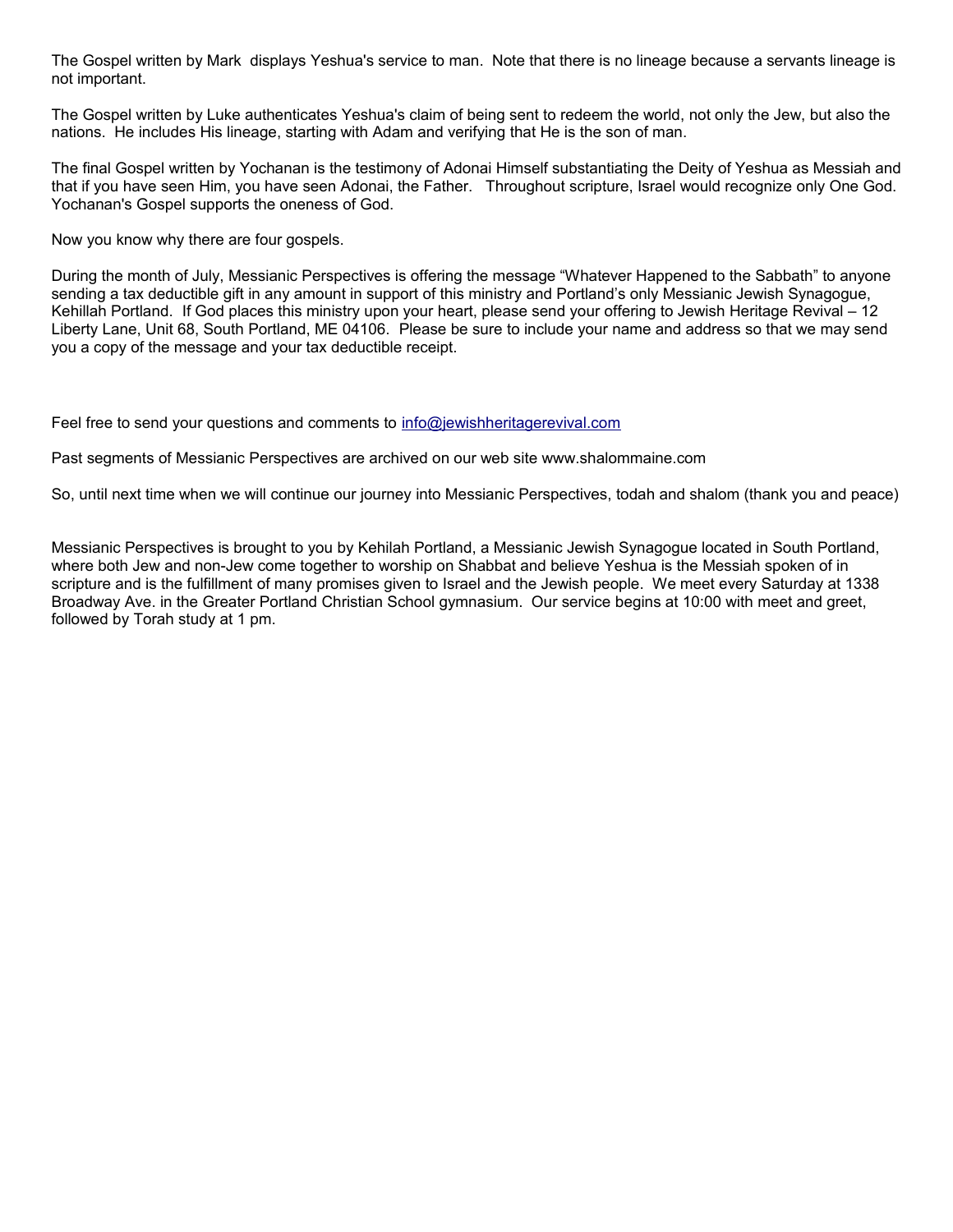The Gospel written by Mark displays Yeshua's service to man. Note that there is no lineage because a servants lineage is not important.

The Gospel written by Luke authenticates Yeshua's claim of being sent to redeem the world, not only the Jew, but also the nations. He includes His lineage, starting with Adam and verifying that He is the son of man.

The final Gospel written by Yochanan is the testimony of Adonai Himself substantiating the Deity of Yeshua as Messiah and that if you have seen Him, you have seen Adonai, the Father. Throughout scripture, Israel would recognize only One God. Yochanan's Gospel supports the oneness of God.

Now you know why there are four gospels.

During the month of July, Messianic Perspectives is offering the message "Whatever Happened to the Sabbath" to anyone sending a tax deductible gift in any amount in support of this ministry and Portland's only Messianic Jewish Synagogue, Kehillah Portland. If God places this ministry upon your heart, please send your offering to Jewish Heritage Revival – 12 Liberty Lane, Unit 68, South Portland, ME 04106. Please be sure to include your name and address so that we may send you a copy of the message and your tax deductible receipt.

Feel free to send your questions and comments to info@jewishheritagerevival.com

Past segments of Messianic Perspectives are archived on our web site www.shalommaine.com

So, until next time when we will continue our journey into Messianic Perspectives, todah and shalom (thank you and peace)

Messianic Perspectives is brought to you by Kehilah Portland, a Messianic Jewish Synagogue located in South Portland, where both Jew and non-Jew come together to worship on Shabbat and believe Yeshua is the Messiah spoken of in scripture and is the fulfillment of many promises given to Israel and the Jewish people. We meet every Saturday at 1338 Broadway Ave. in the Greater Portland Christian School gymnasium. Our service begins at 10:00 with meet and greet, followed by Torah study at 1 pm.